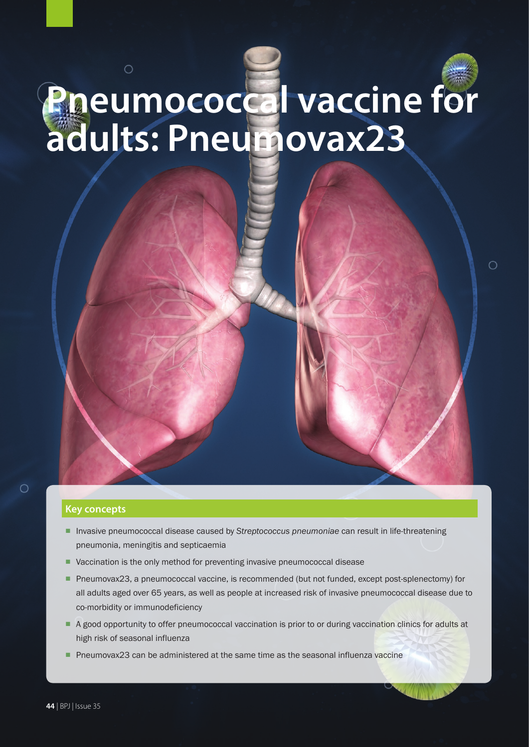# Pneumococcal vaccine for adults: Pneumovax23

## Key concepts

- Invasive pneumococcal disease caused by *Streptococcus pneumoniae* can result in life-threatening pneumonia, meningitis and septicaemia
- Vaccination is the only method for preventing invasive pneumococcal disease
- Pneumovax23, a pneumococcal vaccine, is recommended (but not funded, except post-splenectomy) for all adults aged over 65 years, as well as people at increased risk of invasive pneumococcal disease due to co-morbidity or immunodeficiency
- A good opportunity to offer pneumococcal vaccination is prior to or during vaccination clinics for adults at high risk of seasonal influenza
- Pneumovax23 can be administered at the same time as the seasonal influenza vaccine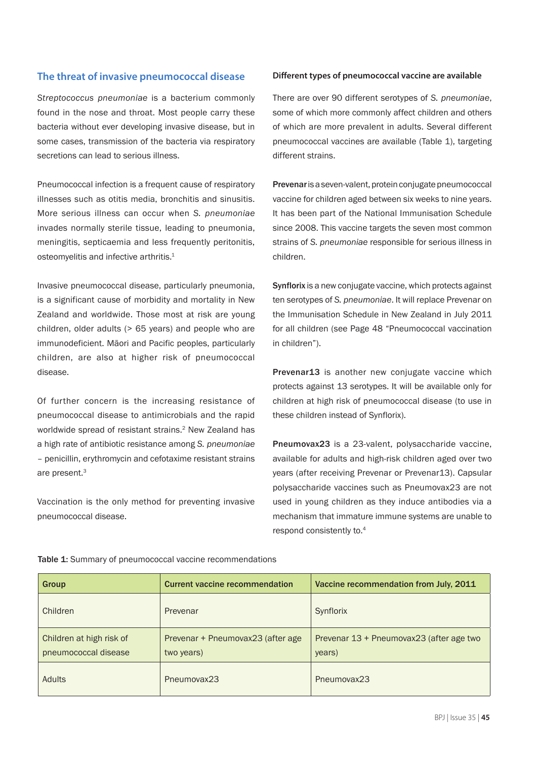## The threat of invasive pneumococcal disease

*Streptococcus pneumoniae* is a bacterium commonly found in the nose and throat. Most people carry these bacteria without ever developing invasive disease, but in some cases, transmission of the bacteria via respiratory secretions can lead to serious illness.

Pneumococcal infection is a frequent cause of respiratory illnesses such as otitis media, bronchitis and sinusitis. More serious illness can occur when *S. pneumoniae* invades normally sterile tissue, leading to pneumonia, meningitis, septicaemia and less frequently peritonitis, osteomyelitis and infective arthritis.[1]

Invasive pneumococcal disease, particularly pneumonia, is a significant cause of morbidity and mortality in New Zealand and worldwide. Those most at risk are young children, older adults (> 65 years) and people who are immunodeficient. Māori and Pacific peoples, particularly children, are also at higher risk of pneumococcal disease.

Of further concern is the increasing resistance of pneumococcal disease to antimicrobials and the rapid worldwide spread of resistant strains.[2] New Zealand has a high rate of antibiotic resistance among *S. pneumoniae* – penicillin, erythromycin and cefotaxime resistant strains are present.[3]

Vaccination is the only method for preventing invasive pneumococcal disease.

### Different types of pneumococcal vaccine are available

There are over 90 different serotypes of *S. pneumoniae*, some of which more commonly affect children and others of which are more prevalent in adults. Several different pneumococcal vaccines are available (Table 1), targeting different strains.

**Prevenar** is a seven-valent, protein conjugate pneumococcal vaccine for children aged between six weeks to nine years. It has been part of the National Immunisation Schedule since 2008. This vaccine targets the seven most common strains of *S. pneumoniae* responsible for serious illness in children.

**Synflorix** is a new conjugate vaccine, which protects against ten serotypes of *S. pneumoniae*. It will replace Prevenar on the Immunisation Schedule in New Zealand in July 2011 for all children (see Page 48 "Pneumococcal vaccination in children").

**Prevenar13** is another new conjugate vaccine which protects against 13 serotypes. It will be available only for children at high risk of pneumococcal disease (to use in these children instead of Synflorix).

**Pneumovax23** is a 23-valent, polysaccharide vaccine, available for adults and high-risk children aged over two years (after receiving Prevenar or Prevenar13). Capsular polysaccharide vaccines such as Pneumovax23 are not used in young children as they induce antibodies via a mechanism that immature immune systems are unable to respond consistently to.[4]

**Table 1:** Summary of pneumococcal vaccine recommendations

| Group | Current vaccine recommendation | Vaccine recommendation from July, 2011 |
|---|---|---|
| Children | Prevenar | Synflorix |
| Children at high risk of pneumococcal disease | Prevenar + Pneumovax23 (after age two years) | Prevenar 13 + Pneumovax23 (after age two years) |
| Adults | Pneumovax23 | Pneumovax23 |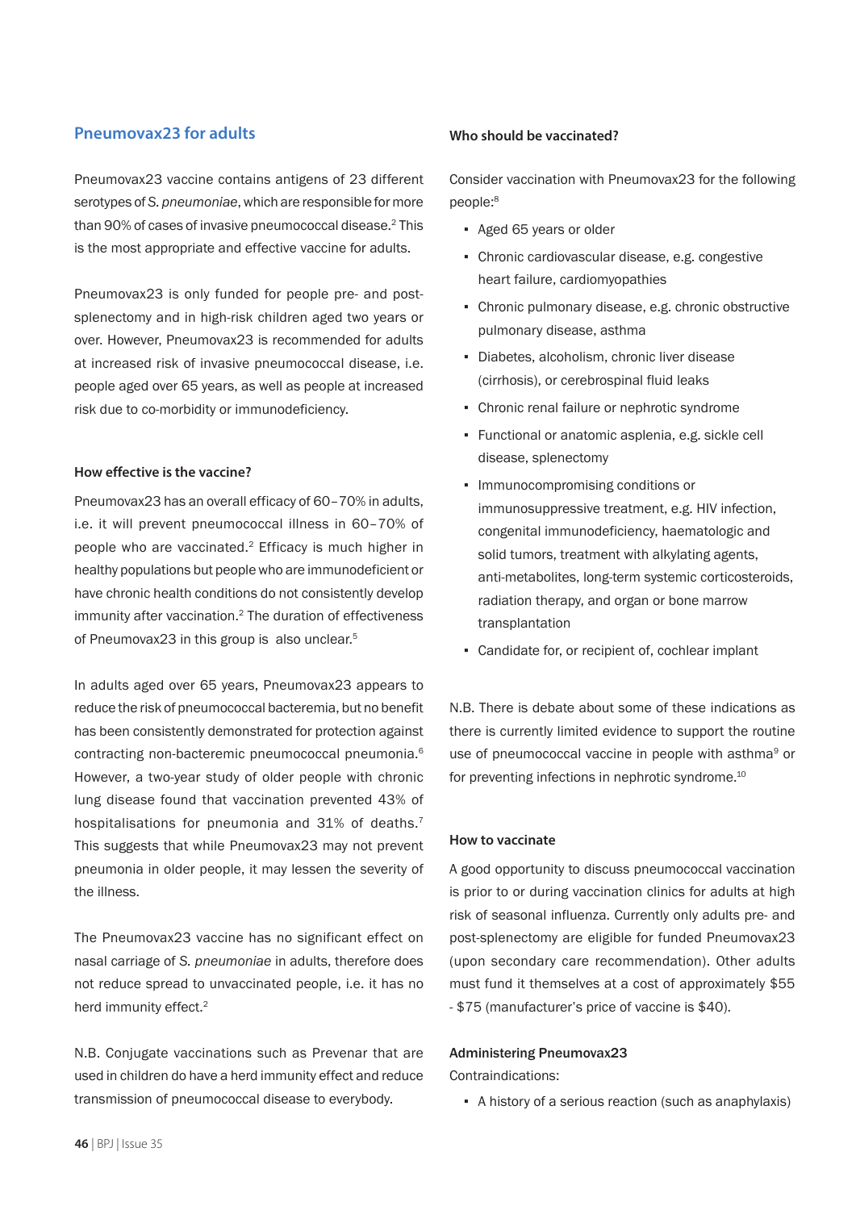## Pneumovax23 for adults

Pneumovax23 vaccine contains antigens of 23 different serotypes of *S. pneumoniae*, which are responsible for more than 90% of cases of invasive pneumococcal disease.[2] This is the most appropriate and effective vaccine for adults.

Pneumovax23 is only funded for people pre- and post-splenectomy and in high-risk children aged two years or over. However, Pneumovax23 is recommended for adults at increased risk of invasive pneumococcal disease, i.e. people aged over 65 years, as well as people at increased risk due to co-morbidity or immunodeficiency.

### How effective is the vaccine?

Pneumovax23 has an overall efficacy of 60–70% in adults, i.e. it will prevent pneumococcal illness in 60–70% of people who are vaccinated.[2] Efficacy is much higher in healthy populations but people who are immunodeficient or have chronic health conditions do not consistently develop immunity after vaccination.[2] The duration of effectiveness of Pneumovax23 in this group is also unclear.[5]

In adults aged over 65 years, Pneumovax23 appears to reduce the risk of pneumococcal bacteremia, but no benefit has been consistently demonstrated for protection against contracting non-bacteremic pneumococcal pneumonia.[6] However, a two-year study of older people with chronic lung disease found that vaccination prevented 43% of hospitalisations for pneumonia and 31% of deaths.[7] This suggests that while Pneumovax23 may not prevent pneumonia in older people, it may lessen the severity of the illness.

The Pneumovax23 vaccine has no significant effect on nasal carriage of *S. pneumoniae* in adults, therefore does not reduce spread to unvaccinated people, i.e. it has no herd immunity effect.[2]

N.B. Conjugate vaccinations such as Prevenar that are used in children do have a herd immunity effect and reduce transmission of pneumococcal disease to everybody.

### Who should be vaccinated?

Consider vaccination with Pneumovax23 for the following people:[8]

- Aged 65 years or older
- Chronic cardiovascular disease, e.g. congestive heart failure, cardiomyopathies
- Chronic pulmonary disease, e.g. chronic obstructive pulmonary disease, asthma
- Diabetes, alcoholism, chronic liver disease (cirrhosis), or cerebrospinal fluid leaks
- Chronic renal failure or nephrotic syndrome
- Functional or anatomic asplenia, e.g. sickle cell disease, splenectomy
- Immunocompromising conditions or immunosuppressive treatment, e.g. HIV infection, congenital immunodeficiency, haematologic and solid tumors, treatment with alkylating agents, anti-metabolites, long-term systemic corticosteroids, radiation therapy, and organ or bone marrow transplantation
- Candidate for, or recipient of, cochlear implant

N.B. There is debate about some of these indications as there is currently limited evidence to support the routine use of pneumococcal vaccine in people with asthma[9] or for preventing infections in nephrotic syndrome.[10]

### How to vaccinate

A good opportunity to discuss pneumococcal vaccination is prior to or during vaccination clinics for adults at high risk of seasonal influenza. Currently only adults pre- and post-splenectomy are eligible for funded Pneumovax23 (upon secondary care recommendation). Other adults must fund it themselves at a cost of approximately $55 - $75 (manufacturer's price of vaccine is $40).

### Administering Pneumovax23

Contraindications:

- A history of a serious reaction (such as anaphylaxis)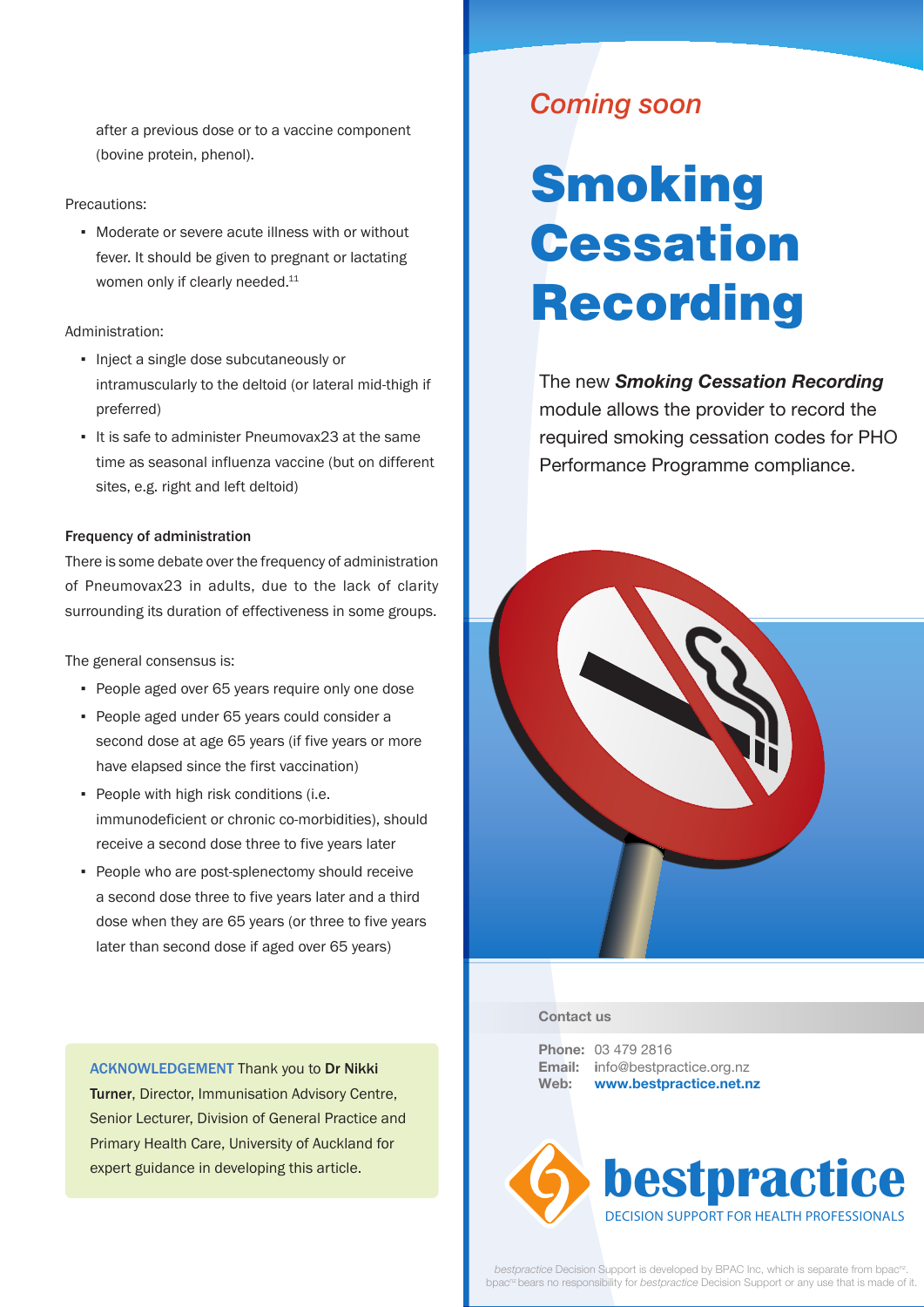after a previous dose or to a vaccine component (bovine protein, phenol).

Precautions:

- Moderate or severe acute illness with or without fever. It should be given to pregnant or lactating women only if clearly needed.[11]

Administration:

- Inject a single dose subcutaneously or intramuscularly to the deltoid (or lateral mid-thigh if preferred)
- It is safe to administer Pneumovax23 at the same time as seasonal influenza vaccine (but on different sites, e.g. right and left deltoid)

**Frequency of administration**

There is some debate over the frequency of administration of Pneumovax23 in adults, due to the lack of clarity surrounding its duration of effectiveness in some groups.

The general consensus is:

- People aged over 65 years require only one dose
- People aged under 65 years could consider a second dose at age 65 years (if five years or more have elapsed since the first vaccination)
- People with high risk conditions (i.e. immunodeficient or chronic co-morbidities), should receive a second dose three to five years later
- People who are post-splenectomy should receive a second dose three to five years later and a third dose when they are 65 years (or three to five years later than second dose if aged over 65 years)

**ACKNOWLEDGEMENT** Thank you to **Dr Nikki Turner**, Director, Immunisation Advisory Centre, Senior Lecturer, Division of General Practice and Primary Health Care, University of Auckland for expert guidance in developing this article.

*Coming soon*

# Smoking Cessation Recording

The new ***Smoking Cessation Recording*** module allows the provider to record the required smoking cessation codes for PHO Performance Programme compliance.

**Contact us**

**Phone:** 03 479 2816
**Email:** info@bestpractice.org.nz
**Web:** **www.bestpractice.net.nz**

**bestpractice**
DECISION SUPPORT FOR HEALTH PROFESSIONALS

*bestpractice* Decision Support is developed by BPAC Inc, which is separate from bpac[nz]. bpac[nz] bears no responsibility for *bestpractice* Decision Support or any use that is made of it.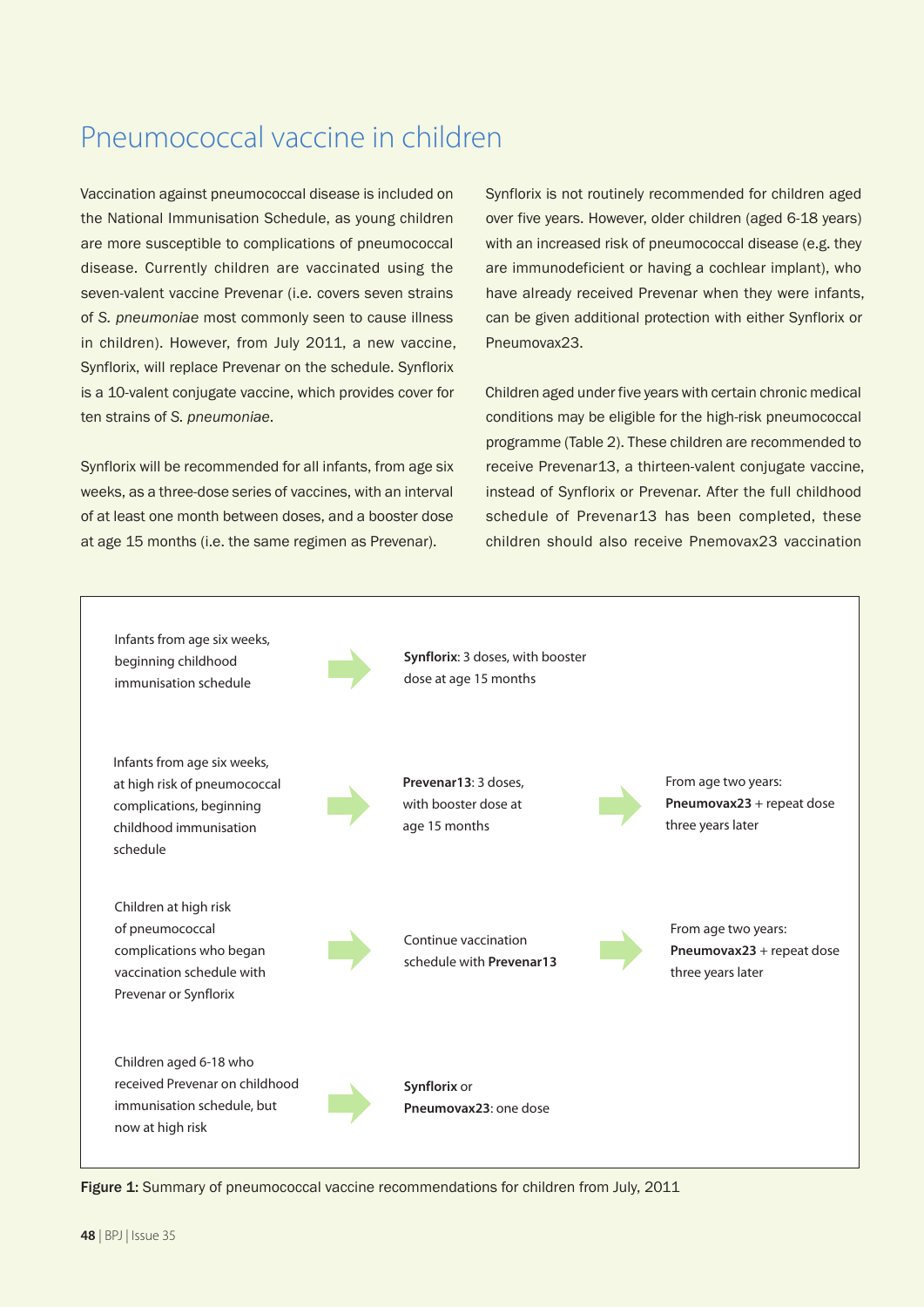# Pneumococcal vaccine in children

Vaccination against pneumococcal disease is included on the National Immunisation Schedule, as young children are more susceptible to complications of pneumococcal disease. Currently children are vaccinated using the seven-valent vaccine Prevenar (i.e. covers seven strains of *S. pneumoniae* most commonly seen to cause illness in children). However, from July 2011, a new vaccine, Synflorix, will replace Prevenar on the schedule. Synflorix is a 10-valent conjugate vaccine, which provides cover for ten strains of *S. pneumoniae*.

Synflorix will be recommended for all infants, from age six weeks, as a three-dose series of vaccines, with an interval of at least one month between doses, and a booster dose at age 15 months (i.e. the same regimen as Prevenar).

Synflorix is not routinely recommended for children aged over five years. However, older children (aged 6-18 years) with an increased risk of pneumococcal disease (e.g. they are immunodeficient or having a cochlear implant), who have already received Prevenar when they were infants, can be given additional protection with either Synflorix or Pneumovax23.

Children aged under five years with certain chronic medical conditions may be eligible for the high-risk pneumococcal programme (Table 2). These children are recommended to receive Prevenar13, a thirteen-valent conjugate vaccine, instead of Synflorix or Prevenar. After the full childhood schedule of Prevenar13 has been completed, these children should also receive Pnemovax23 vaccination

| Group | | Vaccine | | Follow-up |
|---|---|---|---|---|
| Infants from age six weeks, beginning childhood immunisation schedule | → | **Synflorix**: 3 doses, with booster dose at age 15 months | | |
| Infants from age six weeks, at high risk of pneumococcal complications, beginning childhood immunisation schedule | → | **Prevenar13**: 3 doses, with booster dose at age 15 months | → | From age two years: **Pneumovax23** + repeat dose three years later |
| Children at high risk of pneumococcal complications who began vaccination schedule with Prevenar or Synflorix | → | Continue vaccination schedule with **Prevenar13** | → | From age two years: **Pneumovax23** + repeat dose three years later |
| Children aged 6-18 who received Prevenar on childhood immunisation schedule, but now at high risk | → | **Synflorix** or **Pneumovax23**: one dose | | |

**Figure 1:** Summary of pneumococcal vaccine recommendations for children from July, 2011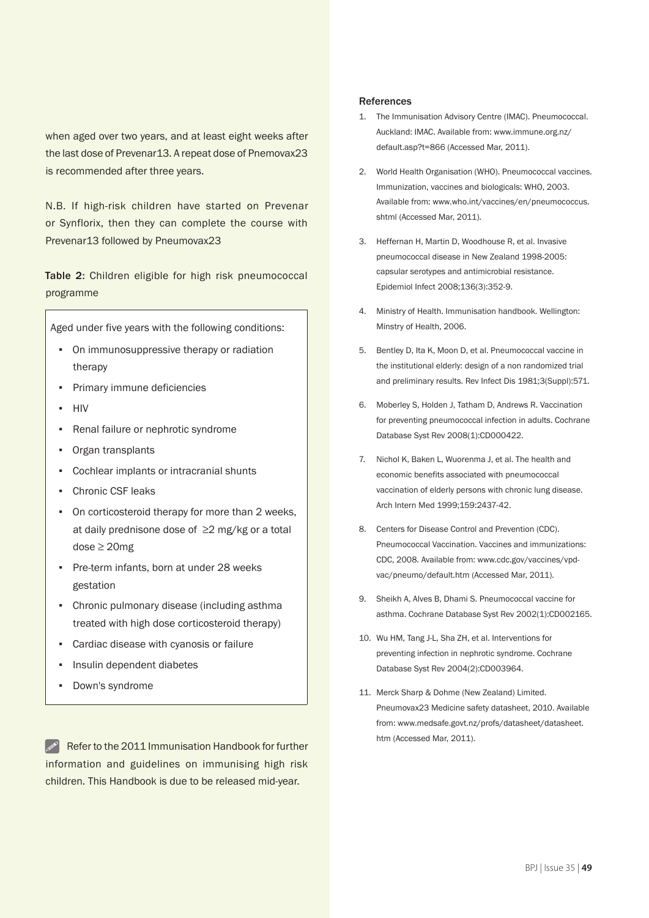when aged over two years, and at least eight weeks after the last dose of Prevenar13. A repeat dose of Pnemovax23 is recommended after three years.

N.B. If high-risk children have started on Prevenar or Synflorix, then they can complete the course with Prevenar13 followed by Pneumovax23

**Table 2:** Children eligible for high risk pneumococcal programme

Aged under five years with the following conditions:

- On immunosuppressive therapy or radiation therapy
- Primary immune deficiencies
- HIV
- Renal failure or nephrotic syndrome
- Organ transplants
- Cochlear implants or intracranial shunts
- Chronic CSF leaks
- On corticosteroid therapy for more than 2 weeks, at daily prednisone dose of ≥2 mg/kg or a total dose ≥ 20mg
- Pre-term infants, born at under 28 weeks gestation
- Chronic pulmonary disease (including asthma treated with high dose corticosteroid therapy)
- Cardiac disease with cyanosis or failure
- Insulin dependent diabetes
- Down's syndrome

Refer to the 2011 Immunisation Handbook for further information and guidelines on immunising high risk children. This Handbook is due to be released mid-year.

### References

1. The Immunisation Advisory Centre (IMAC). Pneumococcal. Auckland: IMAC. Available from: www.immune.org.nz/default.asp?t=866 (Accessed Mar, 2011).
2. World Health Organisation (WHO). Pneumococcal vaccines. Immunization, vaccines and biologicals: WHO, 2003. Available from: www.who.int/vaccines/en/pneumococcus.shtml (Accessed Mar, 2011).
3. Heffernan H, Martin D, Woodhouse R, et al. Invasive pneumococcal disease in New Zealand 1998-2005: capsular serotypes and antimicrobial resistance. Epidemiol Infect 2008;136(3):352-9.
4. Ministry of Health. Immunisation handbook. Wellington: Minstry of Health, 2006.
5. Bentley D, Ita K, Moon D, et al. Pneumococcal vaccine in the institutional elderly: design of a non randomized trial and preliminary results. Rev Infect Dis 1981;3(Suppl):571.
6. Moberley S, Holden J, Tatham D, Andrews R. Vaccination for preventing pneumococcal infection in adults. Cochrane Database Syst Rev 2008(1):CD000422.
7. Nichol K, Baken L, Wuorenma J, et al. The health and economic benefits associated with pneumococcal vaccination of elderly persons with chronic lung disease. Arch Intern Med 1999;159:2437-42.
8. Centers for Disease Control and Prevention (CDC). Pneumococcal Vaccination. Vaccines and immunizations: CDC, 2008. Available from: www.cdc.gov/vaccines/vpd-vac/pneumo/default.htm (Accessed Mar, 2011).
9. Sheikh A, Alves B, Dhami S. Pneumococcal vaccine for asthma. Cochrane Database Syst Rev 2002(1):CD002165.
10. Wu HM, Tang J-L, Sha ZH, et al. Interventions for preventing infection in nephrotic syndrome. Cochrane Database Syst Rev 2004(2):CD003964.
11. Merck Sharp & Dohme (New Zealand) Limited. Pneumovax23 Medicine safety datasheet, 2010. Available from: www.medsafe.govt.nz/profs/datasheet/datasheet.htm (Accessed Mar, 2011).